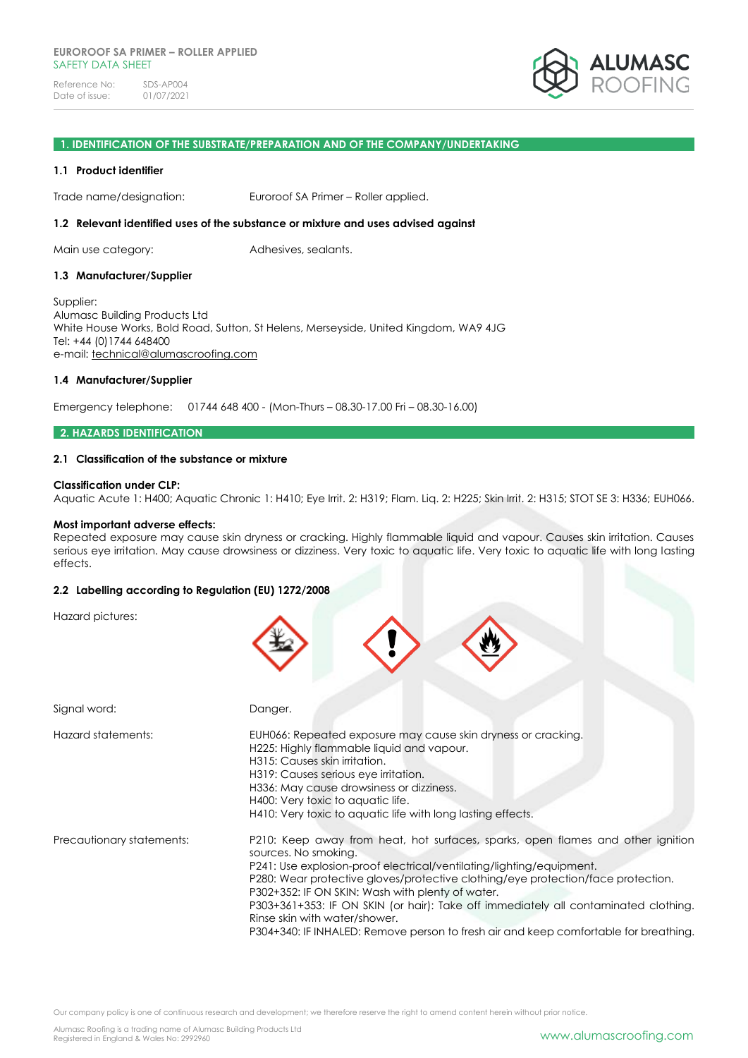**EUROROOF SA PRIMER – ROLLER APPLIED**
SAFETY DATA SHEET

Reference No: SDS-AP004
Date of issue: 01/07/2021

## 1. IDENTIFICATION OF THE SUBSTRATE/PREPARATION AND OF THE COMPANY/UNDERTAKING

### 1.1 Product identifier

Trade name/designation: Euroroof SA Primer – Roller applied.

### 1.2 Relevant identified uses of the substance or mixture and uses advised against

Main use category: Adhesives, sealants.

### 1.3 Manufacturer/Supplier

Supplier:
Alumasc Building Products Ltd
White House Works, Bold Road, Sutton, St Helens, Merseyside, United Kingdom, WA9 4JG
Tel: +44 (0)1744 648400
e-mail: technical@alumascroofing.com

### 1.4 Manufacturer/Supplier

Emergency telephone: 01744 648 400 - (Mon-Thurs – 08.30-17.00 Fri – 08.30-16.00)

## 2. HAZARDS IDENTIFICATION

### 2.1 Classification of the substance or mixture

**Classification under CLP:**
Aquatic Acute 1: H400; Aquatic Chronic 1: H410; Eye Irrit. 2: H319; Flam. Liq. 2: H225; Skin Irrit. 2: H315; STOT SE 3: H336; EUH066.

**Most important adverse effects:**
Repeated exposure may cause skin dryness or cracking. Highly flammable liquid and vapour. Causes skin irritation. Causes serious eye irritation. May cause drowsiness or dizziness. Very toxic to aquatic life. Very toxic to aquatic life with long lasting effects.

### 2.2 Labelling according to Regulation (EU) 1272/2008

Hazard pictures:

Signal word: Danger.

Hazard statements:
EUH066: Repeated exposure may cause skin dryness or cracking.
H225: Highly flammable liquid and vapour.
H315: Causes skin irritation.
H319: Causes serious eye irritation.
H336: May cause drowsiness or dizziness.
H400: Very toxic to aquatic life.
H410: Very toxic to aquatic life with long lasting effects.

Precautionary statements:
P210: Keep away from heat, hot surfaces, sparks, open flames and other ignition sources. No smoking.
P241: Use explosion-proof electrical/ventilating/lighting/equipment.
P280: Wear protective gloves/protective clothing/eye protection/face protection.
P302+352: IF ON SKIN: Wash with plenty of water.
P303+361+353: IF ON SKIN (or hair): Take off immediately all contaminated clothing. Rinse skin with water/shower.
P304+340: IF INHALED: Remove person to fresh air and keep comfortable for breathing.

Our company policy is one of continuous research and development; we therefore reserve the right to amend content herein without prior notice.

Alumasc Roofing is a trading name of Alumasc Building Products Ltd
Registered in England & Wales No: 2992960

www.alumascroofing.com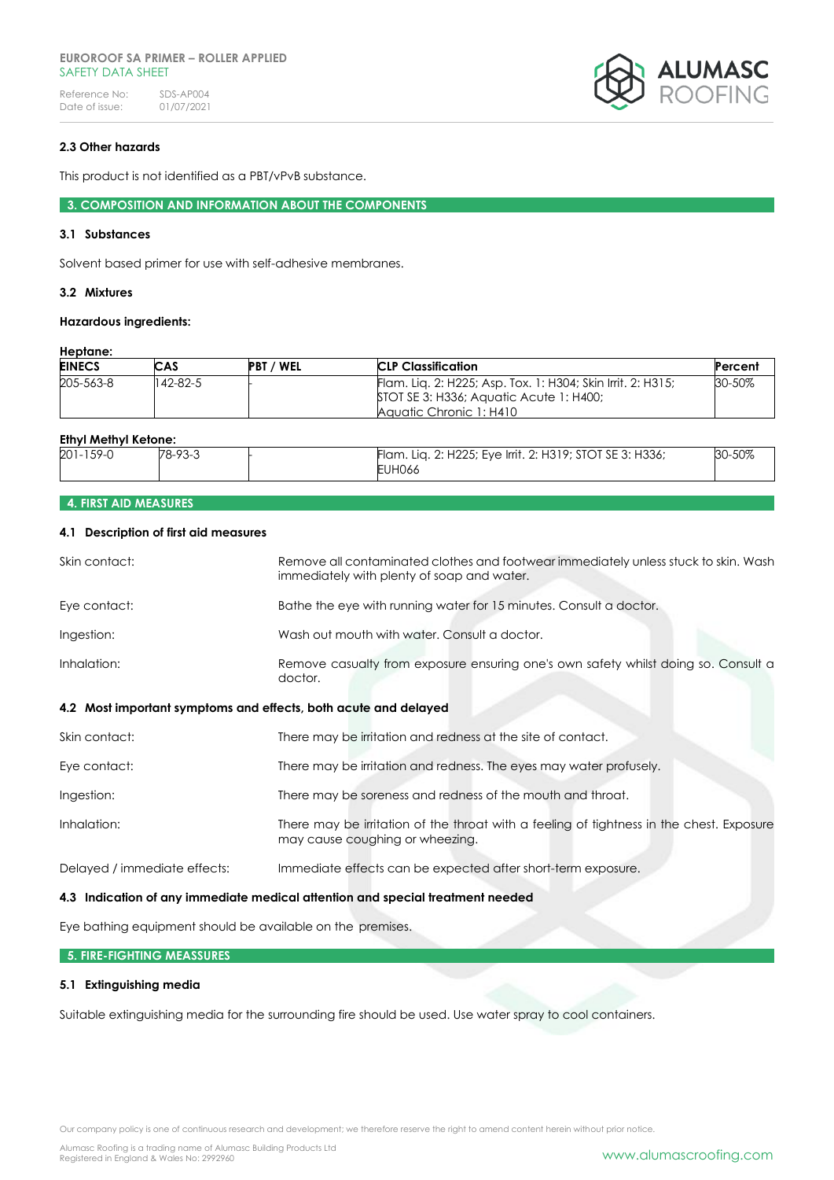### 2.3 Other hazards

This product is not identified as a PBT/vPvB substance.

## 3. COMPOSITION AND INFORMATION ABOUT THE COMPONENTS

### 3.1 Substances

Solvent based primer for use with self-adhesive membranes.

### 3.2 Mixtures

**Hazardous ingredients:**

**Heptane:**

| EINECS | CAS | PBT / WEL | CLP Classification | Percent |
|---|---|---|---|---|
| 205-563-8 | 142-82-5 | - | Flam. Liq. 2: H225; Asp. Tox. 1: H304; Skin Irrit. 2: H315; STOT SE 3: H336; Aquatic Acute 1: H400; Aquatic Chronic 1: H410 | 30-50% |

**Ethyl Methyl Ketone:**

| EINECS | CAS | PBT / WEL | CLP Classification | Percent |
|---|---|---|---|---|
| 201-159-0 | 78-93-3 | - | Flam. Liq. 2: H225; Eye Irrit. 2: H319; STOT SE 3: H336; EUH066 | 30-50% |

## 4. FIRST AID MEASURES

### 4.1 Description of first aid measures

Skin contact: Remove all contaminated clothes and footwear immediately unless stuck to skin. Wash immediately with plenty of soap and water.

Eye contact: Bathe the eye with running water for 15 minutes. Consult a doctor.

Ingestion: Wash out mouth with water. Consult a doctor.

Inhalation: Remove casualty from exposure ensuring one's own safety whilst doing so. Consult a doctor.

### 4.2 Most important symptoms and effects, both acute and delayed

Skin contact: There may be irritation and redness at the site of contact.

Eye contact: There may be irritation and redness. The eyes may water profusely.

Ingestion: There may be soreness and redness of the mouth and throat.

Inhalation: There may be irritation of the throat with a feeling of tightness in the chest. Exposure may cause coughing or wheezing.

Delayed / immediate effects: Immediate effects can be expected after short-term exposure.

### 4.3 Indication of any immediate medical attention and special treatment needed

Eye bathing equipment should be available on the premises.

## 5. FIRE-FIGHTING MEASSURES

### 5.1 Extinguishing media

Suitable extinguishing media for the surrounding fire should be used. Use water spray to cool containers.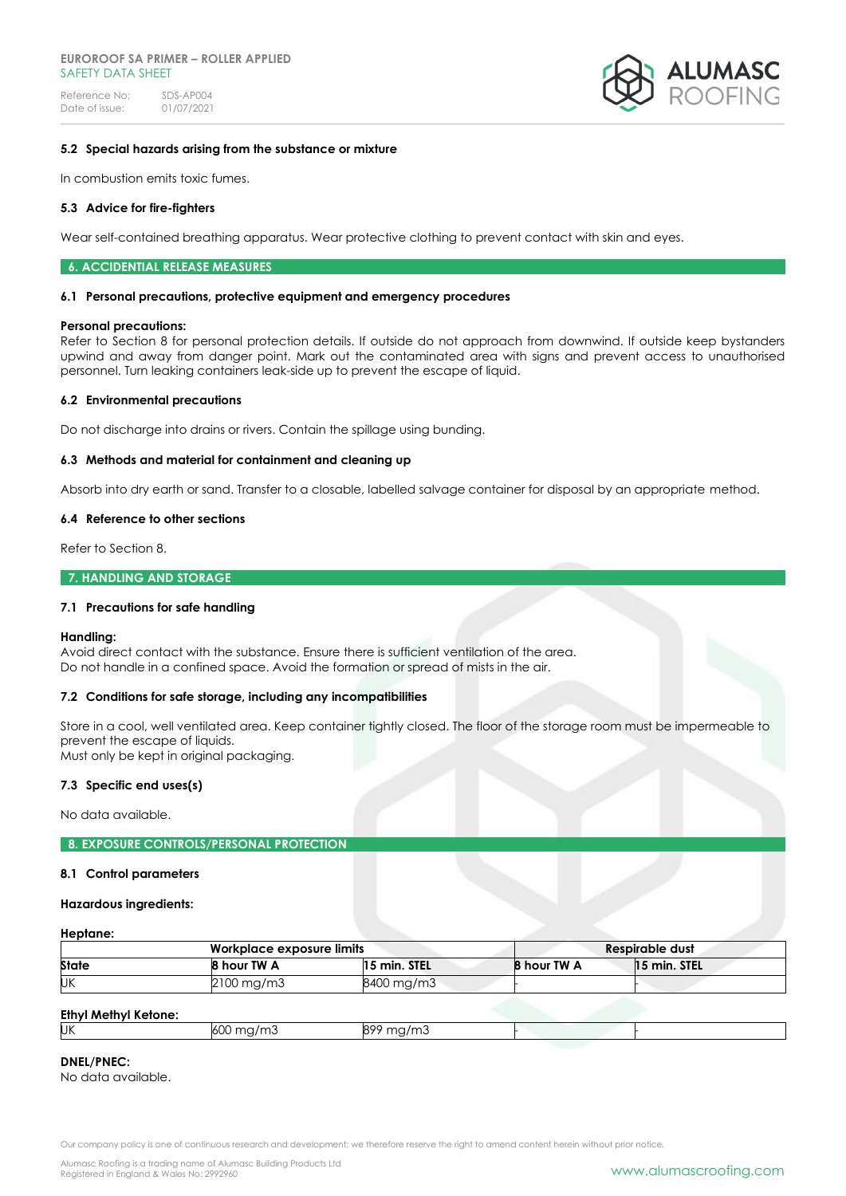### 5.2 Special hazards arising from the substance or mixture

In combustion emits toxic fumes.

### 5.3 Advice for fire-fighters

Wear self-contained breathing apparatus. Wear protective clothing to prevent contact with skin and eyes.

## 6. ACCIDENTAL RELEASE MEASURES

### 6.1 Personal precautions, protective equipment and emergency procedures

**Personal precautions:**
Refer to Section 8 for personal protection details. If outside do not approach from downwind. If outside keep bystanders upwind and away from danger point. Mark out the contaminated area with signs and prevent access to unauthorised personnel. Turn leaking containers leak-side up to prevent the escape of liquid.

### 6.2 Environmental precautions

Do not discharge into drains or rivers. Contain the spillage using bunding.

### 6.3 Methods and material for containment and cleaning up

Absorb into dry earth or sand. Transfer to a closable, labelled salvage container for disposal by an appropriate method.

### 6.4 Reference to other sections

Refer to Section 8.

## 7. HANDLING AND STORAGE

### 7.1 Precautions for safe handling

**Handling:**
Avoid direct contact with the substance. Ensure there is sufficient ventilation of the area.
Do not handle in a confined space. Avoid the formation or spread of mists in the air.

### 7.2 Conditions for safe storage, including any incompatibilities

Store in a cool, well ventilated area. Keep container tightly closed. The floor of the storage room must be impermeable to prevent the escape of liquids.
Must only be kept in original packaging.

### 7.3 Specific end uses(s)

No data available.

## 8. EXPOSURE CONTROLS/PERSONAL PROTECTION

### 8.1 Control parameters

**Hazardous ingredients:**

**Heptane:**

| | Workplace exposure limits | | Respirable dust | |
|---|---|---|---|---|
| **State** | **8 hour TW A** | **15 min. STEL** | **8 hour TW A** | **15 min. STEL** |
| UK | 2100 mg/m3 | 8400 mg/m3 | - | - |

**Ethyl Methyl Ketone:**

| | | | | |
|---|---|---|---|---|
| UK | 600 mg/m3 | 899 mg/m3 | - | - |

**DNEL/PNEC:**
No data available.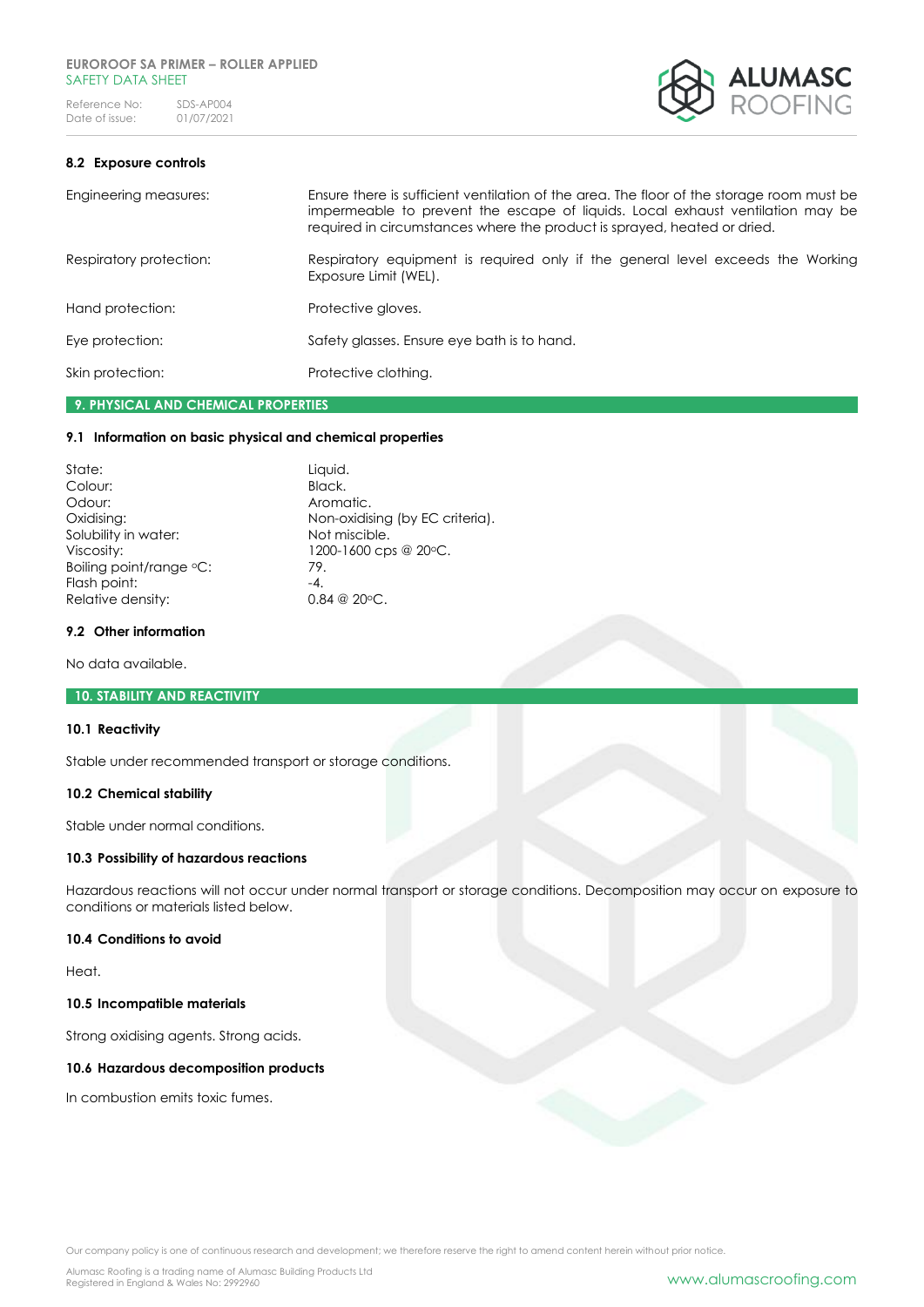### 8.2 Exposure controls

| | |
|---|---|
| Engineering measures: | Ensure there is sufficient ventilation of the area. The floor of the storage room must be impermeable to prevent the escape of liquids. Local exhaust ventilation may be required in circumstances where the product is sprayed, heated or dried. |
| Respiratory protection: | Respiratory equipment is required only if the general level exceeds the Working Exposure Limit (WEL). |
| Hand protection: | Protective gloves. |
| Eye protection: | Safety glasses. Ensure eye bath is to hand. |
| Skin protection: | Protective clothing. |

## 9. PHYSICAL AND CHEMICAL PROPERTIES

### 9.1 Information on basic physical and chemical properties

| | |
|---|---|
| State: | Liquid. |
| Colour: | Black. |
| Odour: | Aromatic. |
| Oxidising: | Non-oxidising (by EC criteria). |
| Solubility in water: | Not miscible. |
| Viscosity: | 1200-1600 cps @ 20°C. |
| Boiling point/range °C: | 79. |
| Flash point: | -4. |
| Relative density: | 0.84 @ 20°C. |

### 9.2 Other information

No data available.

## 10. STABILITY AND REACTIVITY

### 10.1 Reactivity

Stable under recommended transport or storage conditions.

### 10.2 Chemical stability

Stable under normal conditions.

### 10.3 Possibility of hazardous reactions

Hazardous reactions will not occur under normal transport or storage conditions. Decomposition may occur on exposure to conditions or materials listed below.

### 10.4 Conditions to avoid

Heat.

### 10.5 Incompatible materials

Strong oxidising agents. Strong acids.

### 10.6 Hazardous decomposition products

In combustion emits toxic fumes.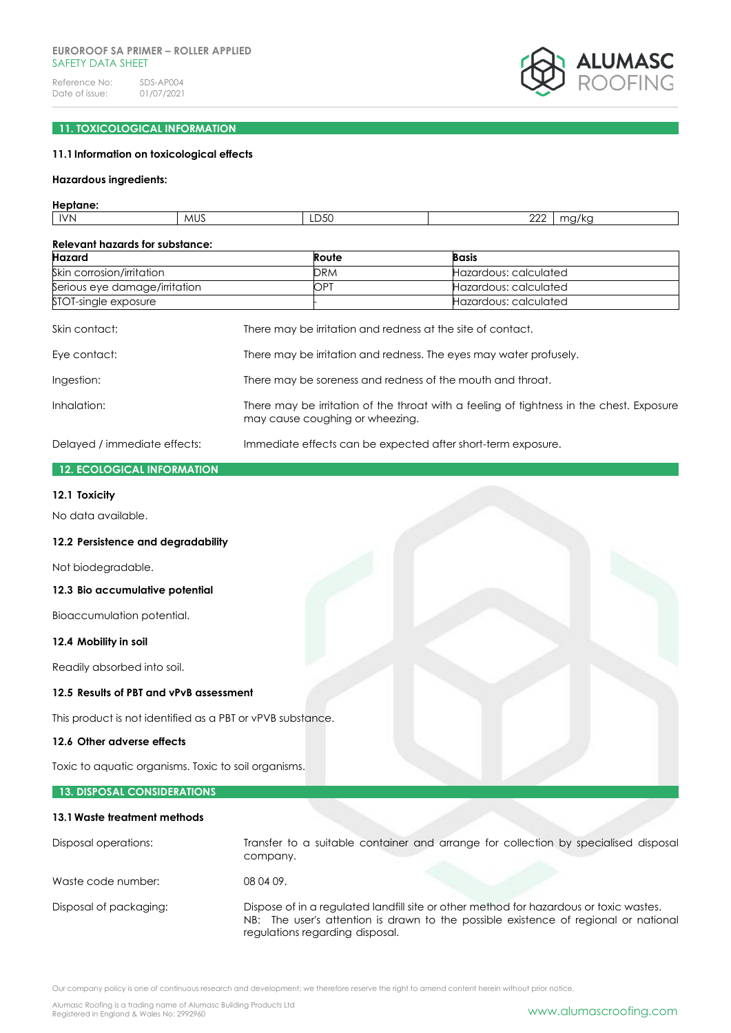## 11. TOXICOLOGICAL INFORMATION

### 11.1 Information on toxicological effects

**Hazardous ingredients:**

**Heptane:**

| IVN | MUS | LD50 | 222 | mg/kg |
|---|---|---|---|---|

**Relevant hazards for substance:**

| Hazard | Route | Basis |
|---|---|---|
| Skin corrosion/irritation | DRM | Hazardous: calculated |
| Serious eye damage/irritation | OPT | Hazardous: calculated |
| STOT-single exposure | - | Hazardous: calculated |

Skin contact: There may be irritation and redness at the site of contact.

Eye contact: There may be irritation and redness. The eyes may water profusely.

Ingestion: There may be soreness and redness of the mouth and throat.

Inhalation: There may be irritation of the throat with a feeling of tightness in the chest. Exposure may cause coughing or wheezing.

Delayed / immediate effects: Immediate effects can be expected after short-term exposure.

## 12. ECOLOGICAL INFORMATION

### 12.1 Toxicity

No data available.

### 12.2 Persistence and degradability

Not biodegradable.

### 12.3 Bio accumulative potential

Bioaccumulation potential.

### 12.4 Mobility in soil

Readily absorbed into soil.

### 12.5 Results of PBT and vPvB assessment

This product is not identified as a PBT or vPVB substance.

### 12.6 Other adverse effects

Toxic to aquatic organisms. Toxic to soil organisms.

## 13. DISPOSAL CONSIDERATIONS

### 13.1 Waste treatment methods

Disposal operations: Transfer to a suitable container and arrange for collection by specialised disposal company.

Waste code number: 08 04 09.

Disposal of packaging: Dispose of in a regulated landfill site or other method for hazardous or toxic wastes. NB: The user's attention is drawn to the possible existence of regional or national regulations regarding disposal.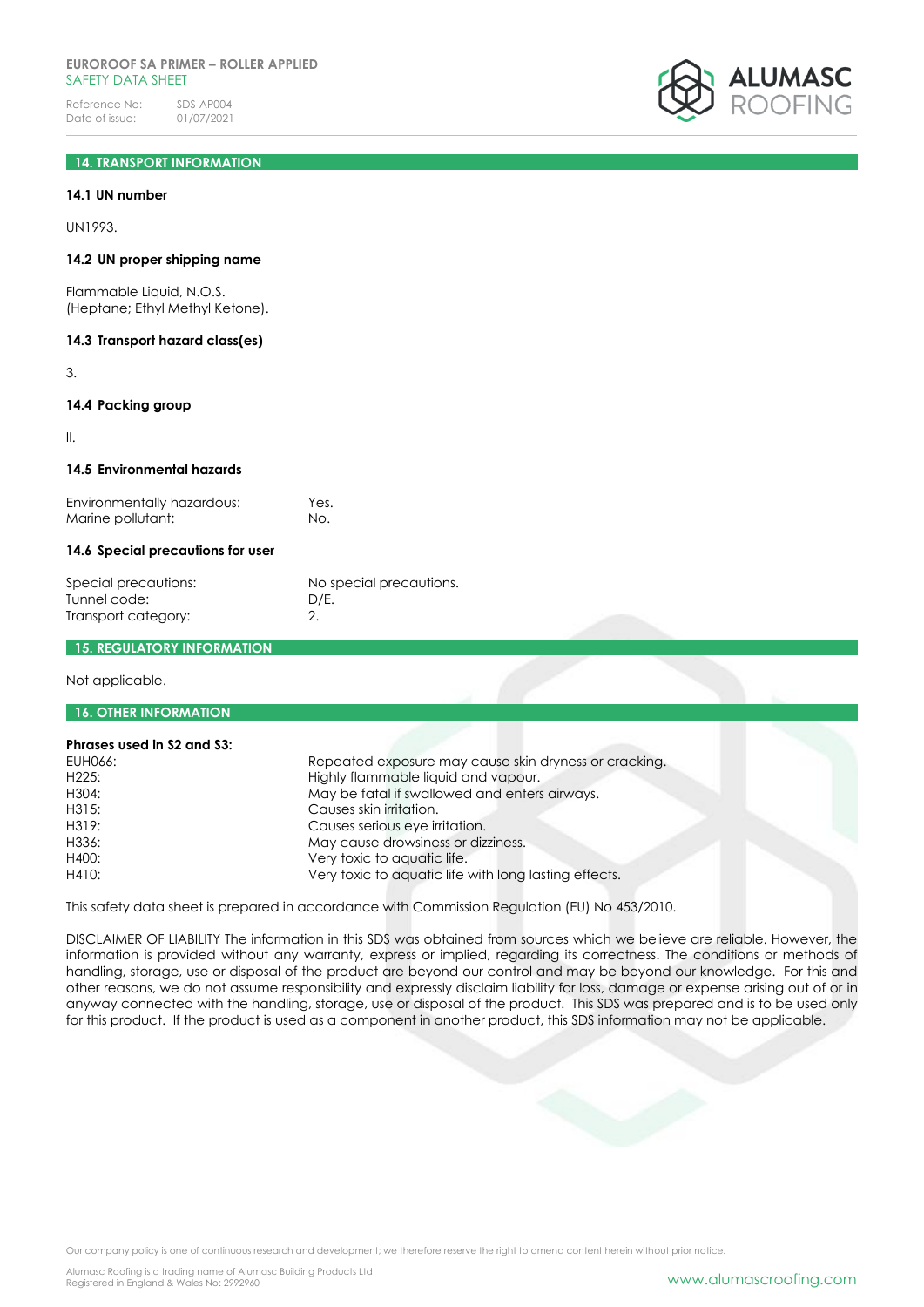## 14. TRANSPORT INFORMATION

### 14.1 UN number

UN1993.

### 14.2 UN proper shipping name

Flammable Liquid, N.O.S.
(Heptane; Ethyl Methyl Ketone).

### 14.3 Transport hazard class(es)

3.

### 14.4 Packing group

II.

### 14.5 Environmental hazards

| | |
|---|---|
| Environmentally hazardous: | Yes. |
| Marine pollutant: | No. |

### 14.6 Special precautions for user

| | |
|---|---|
| Special precautions: | No special precautions. |
| Tunnel code: | D/E. |
| Transport category: | 2. |

## 15. REGULATORY INFORMATION

Not applicable.

## 16. OTHER INFORMATION

**Phrases used in S2 and S3:**

| | |
|---|---|
| EUH066: | Repeated exposure may cause skin dryness or cracking. |
| H225: | Highly flammable liquid and vapour. |
| H304: | May be fatal if swallowed and enters airways. |
| H315: | Causes skin irritation. |
| H319: | Causes serious eye irritation. |
| H336: | May cause drowsiness or dizziness. |
| H400: | Very toxic to aquatic life. |
| H410: | Very toxic to aquatic life with long lasting effects. |

This safety data sheet is prepared in accordance with Commission Regulation (EU) No 453/2010.

DISCLAIMER OF LIABILITY The information in this SDS was obtained from sources which we believe are reliable. However, the information is provided without any warranty, express or implied, regarding its correctness. The conditions or methods of handling, storage, use or disposal of the product are beyond our control and may be beyond our knowledge. For this and other reasons, we do not assume responsibility and expressly disclaim liability for loss, damage or expense arising out of or in anyway connected with the handling, storage, use or disposal of the product. This SDS was prepared and is to be used only for this product. If the product is used as a component in another product, this SDS information may not be applicable.